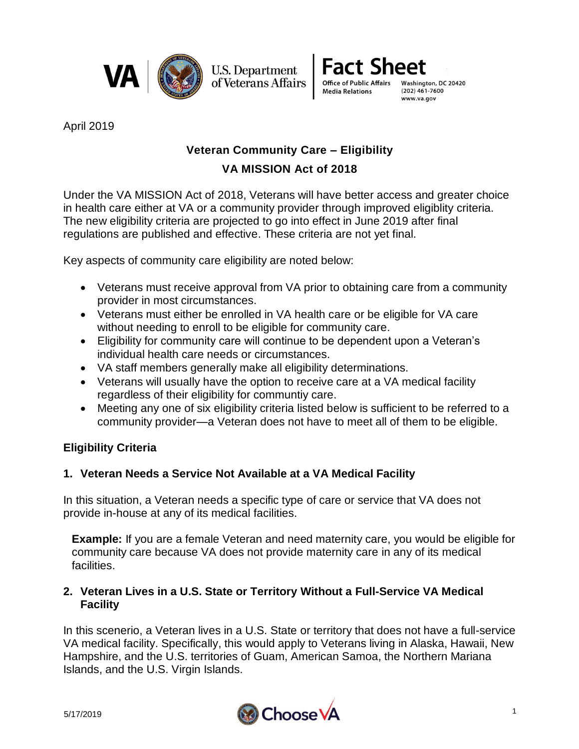U.S. Department of Veterans Affairs

**Fact Sheet**

Office of Public Affairs
Media Relations

Washington, DC 20420
(202) 461-7600
www.va.gov

April 2019

## Veteran Community Care – Eligibility

## VA MISSION Act of 2018

Under the VA MISSION Act of 2018, Veterans will have better access and greater choice in health care either at VA or a community provider through improved eligiblity criteria. The new eligibility criteria are projected to go into effect in June 2019 after final regulations are published and effective. These criteria are not yet final.

Key aspects of community care eligibility are noted below:

- Veterans must receive approval from VA prior to obtaining care from a community provider in most circumstances.
- Veterans must either be enrolled in VA health care or be eligible for VA care without needing to enroll to be eligible for community care.
- Eligibility for community care will continue to be dependent upon a Veteran's individual health care needs or circumstances.
- VA staff members generally make all eligibility determinations.
- Veterans will usually have the option to receive care at a VA medical facility regardless of their eligibility for communtiy care.
- Meeting any one of six eligibility criteria listed below is sufficient to be referred to a community provider—a Veteran does not have to meet all of them to be eligible.

### Eligibility Criteria

### 1. Veteran Needs a Service Not Available at a VA Medical Facility

In this situation, a Veteran needs a specific type of care or service that VA does not provide in-house at any of its medical facilities.

> **Example:** If you are a female Veteran and need maternity care, you would be eligible for community care because VA does not provide maternity care in any of its medical facilities.

### 2. Veteran Lives in a U.S. State or Territory Without a Full-Service VA Medical Facility

In this scenerio, a Veteran lives in a U.S. State or territory that does not have a full-service VA medical facility. Specifically, this would apply to Veterans living in Alaska, Hawaii, New Hampshire, and the U.S. territories of Guam, American Samoa, the Northern Mariana Islands, and the U.S. Virgin Islands.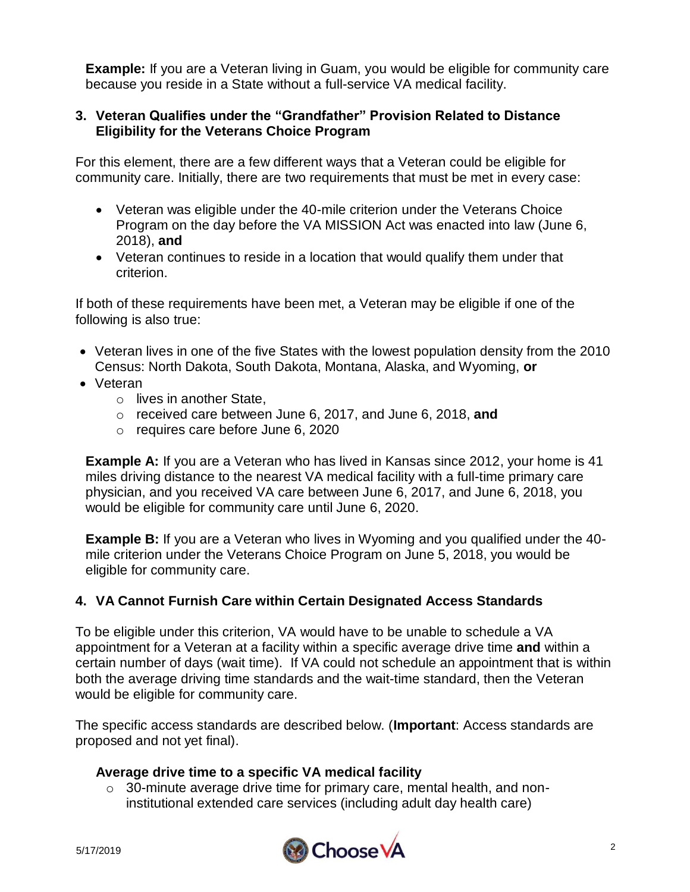**Example:** If you are a Veteran living in Guam, you would be eligible for community care because you reside in a State without a full-service VA medical facility.

### 3. Veteran Qualifies under the "Grandfather" Provision Related to Distance Eligibility for the Veterans Choice Program

For this element, there are a few different ways that a Veteran could be eligible for community care. Initially, there are two requirements that must be met in every case:

- Veteran was eligible under the 40-mile criterion under the Veterans Choice Program on the day before the VA MISSION Act was enacted into law (June 6, 2018), **and**
- Veteran continues to reside in a location that would qualify them under that criterion.

If both of these requirements have been met, a Veteran may be eligible if one of the following is also true:

- Veteran lives in one of the five States with the lowest population density from the 2010 Census: North Dakota, South Dakota, Montana, Alaska, and Wyoming, **or**
- Veteran
  - lives in another State,
  - received care between June 6, 2017, and June 6, 2018, **and**
  - requires care before June 6, 2020

**Example A:** If you are a Veteran who has lived in Kansas since 2012, your home is 41 miles driving distance to the nearest VA medical facility with a full-time primary care physician, and you received VA care between June 6, 2017, and June 6, 2018, you would be eligible for community care until June 6, 2020.

**Example B:** If you are a Veteran who lives in Wyoming and you qualified under the 40-mile criterion under the Veterans Choice Program on June 5, 2018, you would be eligible for community care.

### 4. VA Cannot Furnish Care within Certain Designated Access Standards

To be eligible under this criterion, VA would have to be unable to schedule a VA appointment for a Veteran at a facility within a specific average drive time **and** within a certain number of days (wait time). If VA could not schedule an appointment that is within both the average driving time standards and the wait-time standard, then the Veteran would be eligible for community care.

The specific access standards are described below. (**Important**: Access standards are proposed and not yet final).

**Average drive time to a specific VA medical facility**

- 30-minute average drive time for primary care, mental health, and non-institutional extended care services (including adult day health care)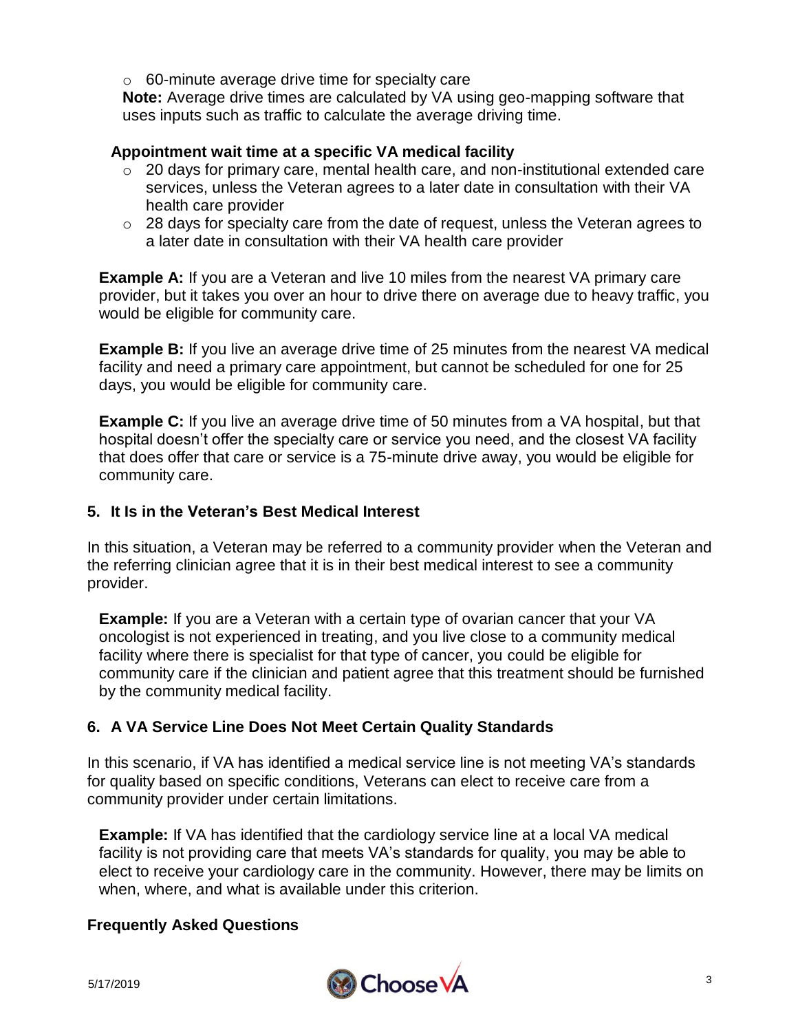- 60-minute average drive time for specialty care

**Note:** Average drive times are calculated by VA using geo-mapping software that uses inputs such as traffic to calculate the average driving time.

**Appointment wait time at a specific VA medical facility**

- 20 days for primary care, mental health care, and non-institutional extended care services, unless the Veteran agrees to a later date in consultation with their VA health care provider
- 28 days for specialty care from the date of request, unless the Veteran agrees to a later date in consultation with their VA health care provider

**Example A:** If you are a Veteran and live 10 miles from the nearest VA primary care provider, but it takes you over an hour to drive there on average due to heavy traffic, you would be eligible for community care.

**Example B:** If you live an average drive time of 25 minutes from the nearest VA medical facility and need a primary care appointment, but cannot be scheduled for one for 25 days, you would be eligible for community care.

**Example C:** If you live an average drive time of 50 minutes from a VA hospital, but that hospital doesn't offer the specialty care or service you need, and the closest VA facility that does offer that care or service is a 75-minute drive away, you would be eligible for community care.

### 5. It Is in the Veteran's Best Medical Interest

In this situation, a Veteran may be referred to a community provider when the Veteran and the referring clinician agree that it is in their best medical interest to see a community provider.

**Example:** If you are a Veteran with a certain type of ovarian cancer that your VA oncologist is not experienced in treating, and you live close to a community medical facility where there is specialist for that type of cancer, you could be eligible for community care if the clinician and patient agree that this treatment should be furnished by the community medical facility.

### 6. A VA Service Line Does Not Meet Certain Quality Standards

In this scenario, if VA has identified a medical service line is not meeting VA's standards for quality based on specific conditions, Veterans can elect to receive care from a community provider under certain limitations.

**Example:** If VA has identified that the cardiology service line at a local VA medical facility is not providing care that meets VA's standards for quality, you may be able to elect to receive your cardiology care in the community. However, there may be limits on when, where, and what is available under this criterion.

### Frequently Asked Questions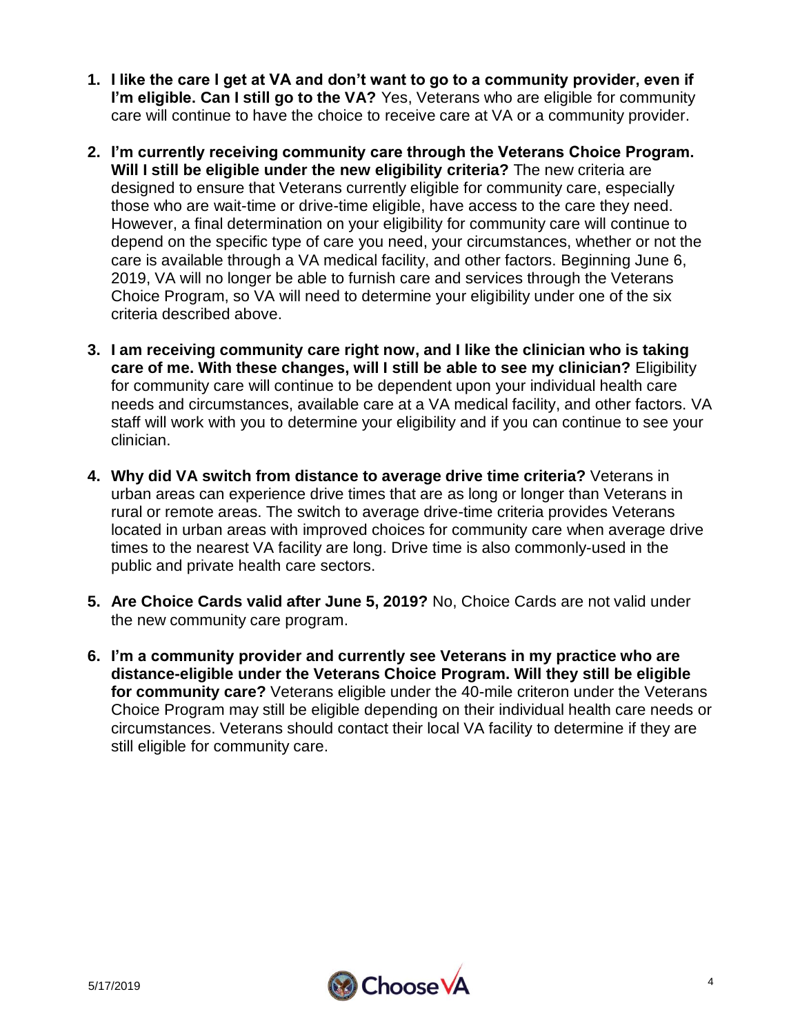1. **I like the care I get at VA and don't want to go to a community provider, even if I'm eligible. Can I still go to the VA?** Yes, Veterans who are eligible for community care will continue to have the choice to receive care at VA or a community provider.

2. **I'm currently receiving community care through the Veterans Choice Program. Will I still be eligible under the new eligibility criteria?** The new criteria are designed to ensure that Veterans currently eligible for community care, especially those who are wait-time or drive-time eligible, have access to the care they need. However, a final determination on your eligibility for community care will continue to depend on the specific type of care you need, your circumstances, whether or not the care is available through a VA medical facility, and other factors. Beginning June 6, 2019, VA will no longer be able to furnish care and services through the Veterans Choice Program, so VA will need to determine your eligibility under one of the six criteria described above.

3. **I am receiving community care right now, and I like the clinician who is taking care of me. With these changes, will I still be able to see my clinician?** Eligibility for community care will continue to be dependent upon your individual health care needs and circumstances, available care at a VA medical facility, and other factors. VA staff will work with you to determine your eligibility and if you can continue to see your clinician.

4. **Why did VA switch from distance to average drive time criteria?** Veterans in urban areas can experience drive times that are as long or longer than Veterans in rural or remote areas. The switch to average drive-time criteria provides Veterans located in urban areas with improved choices for community care when average drive times to the nearest VA facility are long. Drive time is also commonly-used in the public and private health care sectors.

5. **Are Choice Cards valid after June 5, 2019?** No, Choice Cards are not valid under the new community care program.

6. **I'm a community provider and currently see Veterans in my practice who are distance-eligible under the Veterans Choice Program. Will they still be eligible for community care?** Veterans eligible under the 40-mile criteron under the Veterans Choice Program may still be eligible depending on their individual health care needs or circumstances. Veterans should contact their local VA facility to determine if they are still eligible for community care.